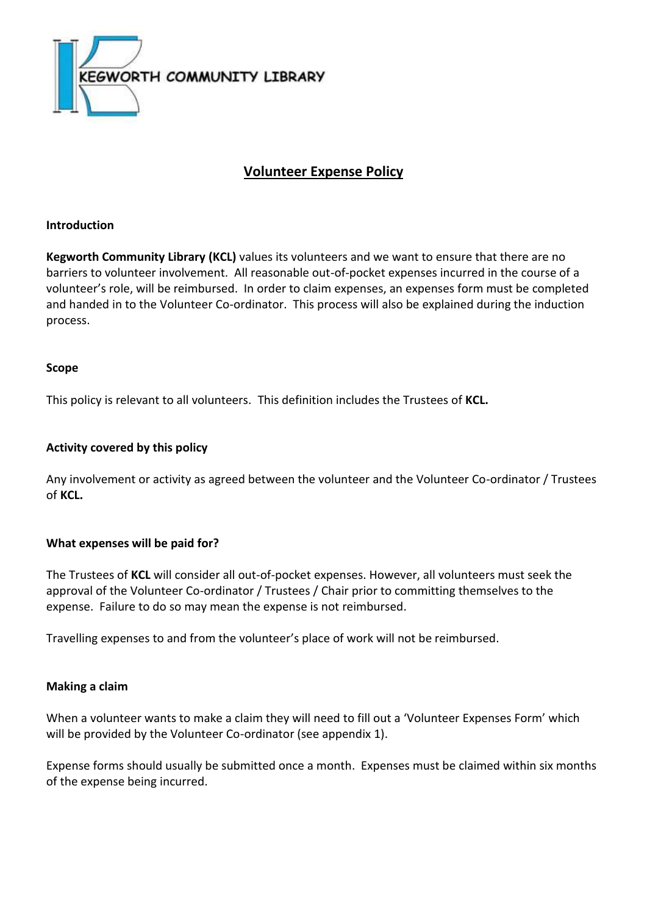KEGWORTH COMMUNITY LIBRARY

# Volunteer Expense Policy

**Introduction**

**Kegworth Community Library (KCL)** values its volunteers and we want to ensure that there are no barriers to volunteer involvement. All reasonable out-of-pocket expenses incurred in the course of a volunteer's role, will be reimbursed. In order to claim expenses, an expenses form must be completed and handed in to the Volunteer Co-ordinator. This process will also be explained during the induction process.

**Scope**

This policy is relevant to all volunteers. This definition includes the Trustees of **KCL.**

**Activity covered by this policy**

Any involvement or activity as agreed between the volunteer and the Volunteer Co-ordinator / Trustees of **KCL.**

**What expenses will be paid for?**

The Trustees of **KCL** will consider all out-of-pocket expenses. However, all volunteers must seek the approval of the Volunteer Co-ordinator / Trustees / Chair prior to committing themselves to the expense. Failure to do so may mean the expense is not reimbursed.

Travelling expenses to and from the volunteer's place of work will not be reimbursed.

**Making a claim**

When a volunteer wants to make a claim they will need to fill out a 'Volunteer Expenses Form' which will be provided by the Volunteer Co-ordinator (see appendix 1).

Expense forms should usually be submitted once a month. Expenses must be claimed within six months of the expense being incurred.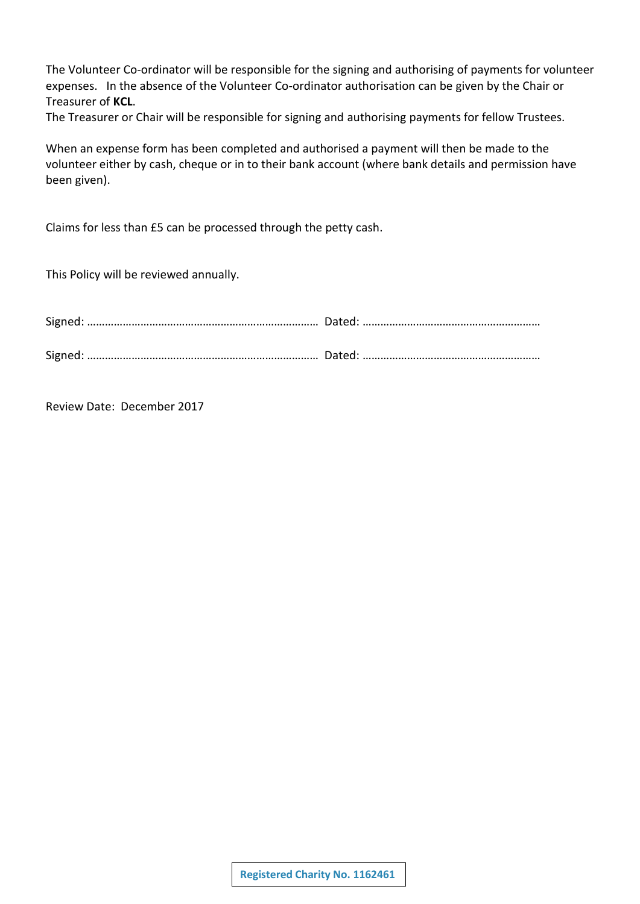The Volunteer Co-ordinator will be responsible for the signing and authorising of payments for volunteer expenses. In the absence of the Volunteer Co-ordinator authorisation can be given by the Chair or Treasurer of **KCL**.
The Treasurer or Chair will be responsible for signing and authorising payments for fellow Trustees.

When an expense form has been completed and authorised a payment will then be made to the volunteer either by cash, cheque or in to their bank account (where bank details and permission have been given).

Claims for less than £5 can be processed through the petty cash.

This Policy will be reviewed annually.

Signed: …………………………………………………………………… Dated: …………………………………………………

Signed: …………………………………………………………………… Dated: …………………………………………………

Review Date: December 2017

**Registered Charity No. 1162461**